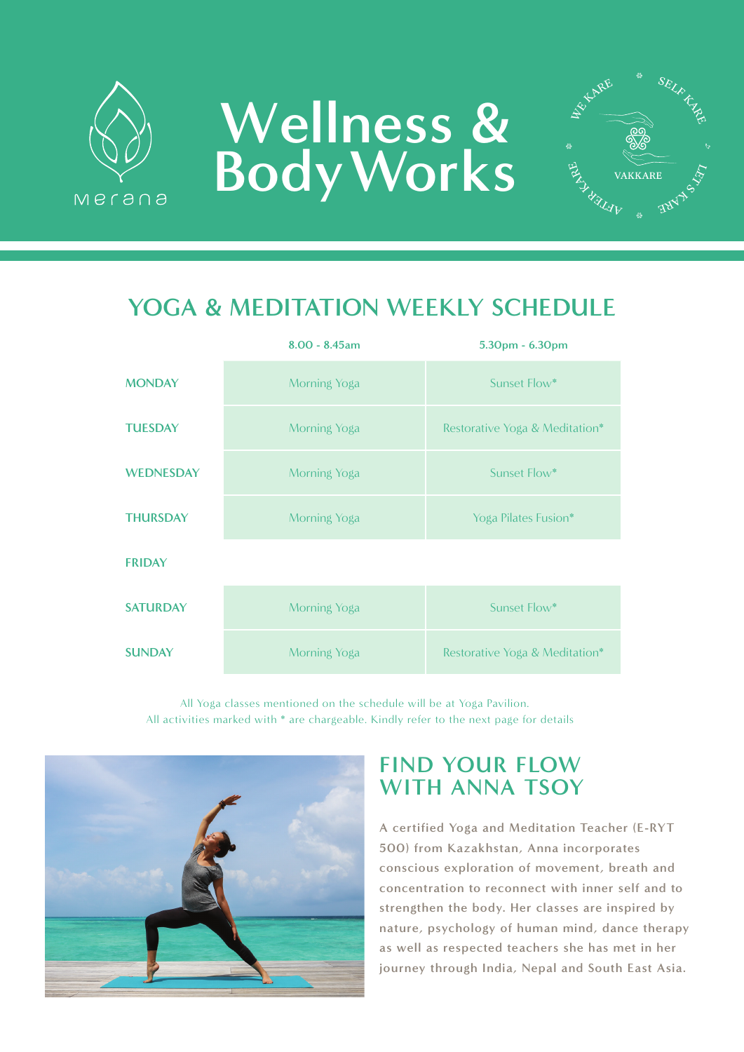# Wellness & Body Works

Merana

WE KARE · SELF KARE · LET'S KARE · AFTER KARE · VAKKARE

## YOGA & MEDITATION WEEKLY SCHEDULE

| | 8.00 - 8.45am | 5.30pm - 6.30pm |
|---|---|---|
| MONDAY | Morning Yoga | Sunset Flow* |
| TUESDAY | Morning Yoga | Restorative Yoga & Meditation* |
| WEDNESDAY | Morning Yoga | Sunset Flow* |
| THURSDAY | Morning Yoga | Yoga Pilates Fusion* |
| FRIDAY | | |
| SATURDAY | Morning Yoga | Sunset Flow* |
| SUNDAY | Morning Yoga | Restorative Yoga & Meditation* |

All Yoga classes mentioned on the schedule will be at Yoga Pavilion.
All activities marked with * are chargeable. Kindly refer to the next page for details

## FIND YOUR FLOW WITH ANNA TSOY

A certified Yoga and Meditation Teacher (E-RYT 500) from Kazakhstan, Anna incorporates conscious exploration of movement, breath and concentration to reconnect with inner self and to strengthen the body. Her classes are inspired by nature, psychology of human mind, dance therapy as well as respected teachers she has met in her journey through India, Nepal and South East Asia.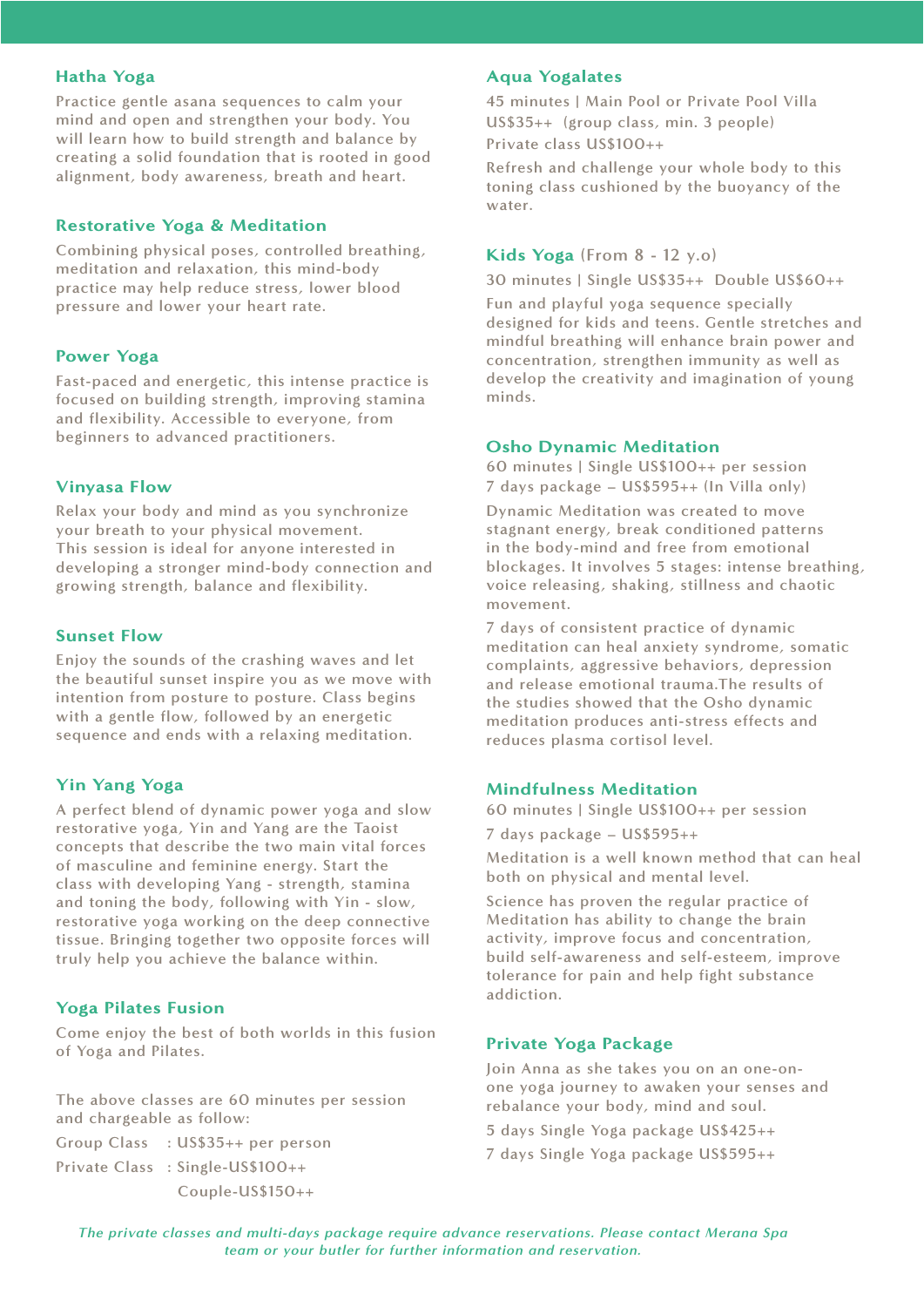## Hatha Yoga

Practice gentle asana sequences to calm your mind and open and strengthen your body. You will learn how to build strength and balance by creating a solid foundation that is rooted in good alignment, body awareness, breath and heart.

## Restorative Yoga & Meditation

Combining physical poses, controlled breathing, meditation and relaxation, this mind-body practice may help reduce stress, lower blood pressure and lower your heart rate.

## Power Yoga

Fast-paced and energetic, this intense practice is focused on building strength, improving stamina and flexibility. Accessible to everyone, from beginners to advanced practitioners.

## Vinyasa Flow

Relax your body and mind as you synchronize your breath to your physical movement.
This session is ideal for anyone interested in developing a stronger mind-body connection and growing strength, balance and flexibility.

## Sunset Flow

Enjoy the sounds of the crashing waves and let the beautiful sunset inspire you as we move with intention from posture to posture. Class begins with a gentle flow, followed by an energetic sequence and ends with a relaxing meditation.

## Yin Yang Yoga

A perfect blend of dynamic power yoga and slow restorative yoga, Yin and Yang are the Taoist concepts that describe the two main vital forces of masculine and feminine energy. Start the class with developing Yang - strength, stamina and toning the body, following with Yin - slow, restorative yoga working on the deep connective tissue. Bringing together two opposite forces will truly help you achieve the balance within.

## Yoga Pilates Fusion

Come enjoy the best of both worlds in this fusion of Yoga and Pilates.

The above classes are 60 minutes per session and chargeable as follow:

Group Class : US$35++ per person

Private Class : Single-US$100++
Couple-US$150++

## Aqua Yogalates

45 minutes | Main Pool or Private Pool Villa

US$35++ (group class, min. 3 people)

Private class US$100++

Refresh and challenge your whole body to this toning class cushioned by the buoyancy of the water.

## Kids Yoga (From 8 - 12 y.o)

30 minutes | Single US$35++ Double US$60++

Fun and playful yoga sequence specially designed for kids and teens. Gentle stretches and mindful breathing will enhance brain power and concentration, strengthen immunity as well as develop the creativity and imagination of young minds.

## Osho Dynamic Meditation

60 minutes | Single US$100++ per session

7 days package – US$595++ (In Villa only)

Dynamic Meditation was created to move stagnant energy, break conditioned patterns in the body-mind and free from emotional blockages. It involves 5 stages: intense breathing, voice releasing, shaking, stillness and chaotic movement.

7 days of consistent practice of dynamic meditation can heal anxiety syndrome, somatic complaints, aggressive behaviors, depression and release emotional trauma.The results of the studies showed that the Osho dynamic meditation produces anti-stress effects and reduces plasma cortisol level.

## Mindfulness Meditation

60 minutes | Single US$100++ per session

7 days package – US$595++

Meditation is a well known method that can heal both on physical and mental level.

Science has proven the regular practice of Meditation has ability to change the brain activity, improve focus and concentration, build self-awareness and self-esteem, improve tolerance for pain and help fight substance addiction.

## Private Yoga Package

Join Anna as she takes you on an one-on-one yoga journey to awaken your senses and rebalance your body, mind and soul.

5 days Single Yoga package US$425++

7 days Single Yoga package US$595++

*The private classes and multi-days package require advance reservations. Please contact Merana Spa team or your butler for further information and reservation.*